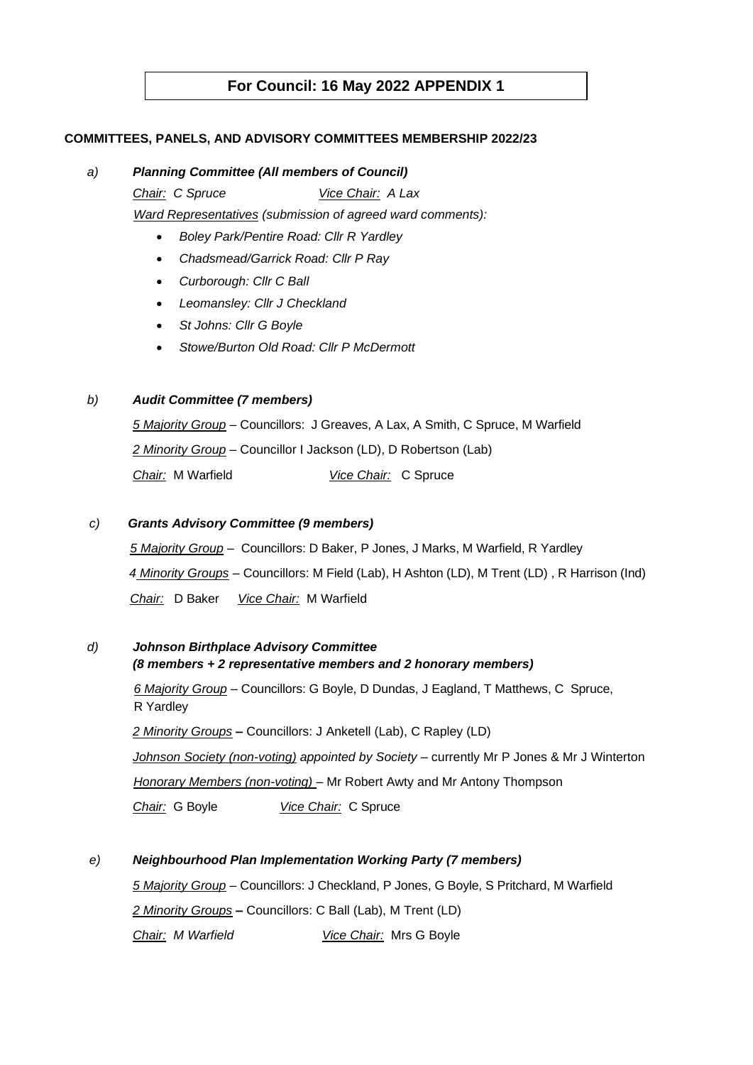**For Council: 16 May 2022 APPENDIX 1**

**COMMITTEES, PANELS, AND ADVISORY COMMITTEES MEMBERSHIP 2022/23**

a) ***Planning Committee (All members of Council)***

*Chair: C Spruce* *Vice Chair: A Lax*

*Ward Representatives (submission of agreed ward comments):*

- *Boley Park/Pentire Road: Cllr R Yardley*
- *Chadsmead/Garrick Road: Cllr P Ray*
- *Curborough: Cllr C Ball*
- *Leomansley: Cllr J Checkland*
- *St Johns: Cllr G Boyle*
- *Stowe/Burton Old Road: Cllr P McDermott*

b) ***Audit Committee (7 members)***

5 Majority Group – Councillors: J Greaves, A Lax, A Smith, C Spruce, M Warfield

2 Minority Group – Councillor I Jackson (LD), D Robertson (Lab)

*Chair:* M Warfield *Vice Chair:* C Spruce

c) ***Grants Advisory Committee (9 members)***

5 Majority Group – Councillors: D Baker, P Jones, J Marks, M Warfield, R Yardley

4 Minority Groups – Councillors: M Field (Lab), H Ashton (LD), M Trent (LD) , R Harrison (Ind)

*Chair:* D Baker *Vice Chair:* M Warfield

d) ***Johnson Birthplace Advisory Committee***
***(8 members + 2 representative members and 2 honorary members)***

6 Majority Group – Councillors: G Boyle, D Dundas, J Eagland, T Matthews, C Spruce, R Yardley

2 Minority Groups **–** Councillors: J Anketell (Lab), C Rapley (LD)

*Johnson Society (non-voting) appointed by Society* – currently Mr P Jones & Mr J Winterton

*Honorary Members (non-voting)* – Mr Robert Awty and Mr Antony Thompson

*Chair:* G Boyle *Vice Chair:* C Spruce

e) ***Neighbourhood Plan Implementation Working Party (7 members)***

5 Majority Group – Councillors: J Checkland, P Jones, G Boyle, S Pritchard, M Warfield

2 Minority Groups **–** Councillors: C Ball (Lab), M Trent (LD)

*Chair: M Warfield* *Vice Chair:* Mrs G Boyle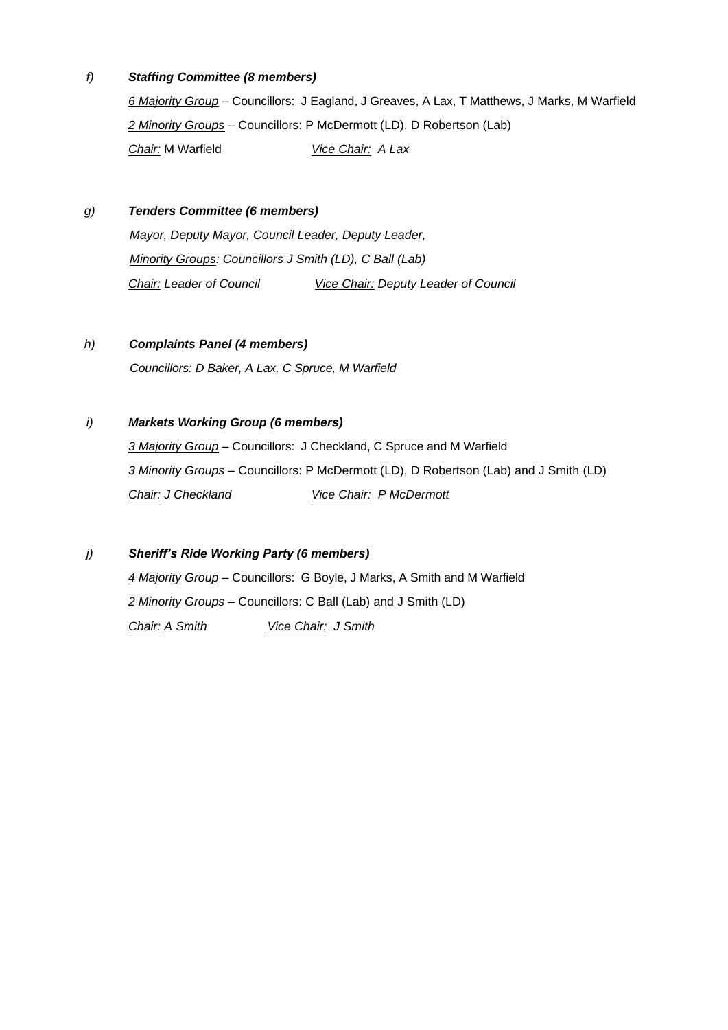*f)* ***Staffing Committee (8 members)***

<u>*6 Majority Group*</u> – Councillors: J Eagland, J Greaves, A Lax, T Matthews, J Marks, M Warfield

<u>*2 Minority Groups*</u> – Councillors: P McDermott (LD), D Robertson (Lab)

<u>*Chair:*</u> M Warfield *<u>Vice Chair:</u> A Lax*

*g)* ***Tenders Committee (6 members)***

*Mayor, Deputy Mayor, Council Leader, Deputy Leader,*

*<u>Minority Groups</u>: Councillors J Smith (LD), C Ball (Lab)*

*<u>Chair:</u> Leader of Council* *<u>Vice Chair:</u> Deputy Leader of Council*

*h)* ***Complaints Panel (4 members)***

*Councillors: D Baker, A Lax, C Spruce, M Warfield*

*i)* ***Markets Working Group (6 members)***

<u>*3 Majority Group*</u> – Councillors: J Checkland, C Spruce and M Warfield

<u>*3 Minority Groups*</u> – Councillors: P McDermott (LD), D Robertson (Lab) and J Smith (LD)

*<u>Chair:</u> J Checkland* *<u>Vice Chair:</u> P McDermott*

*j)* ***Sheriff's Ride Working Party (6 members)***

<u>*4 Majority Group*</u> – Councillors: G Boyle, J Marks, A Smith and M Warfield

<u>*2 Minority Groups*</u> – Councillors: C Ball (Lab) and J Smith (LD)

*<u>Chair:</u> A Smith* *<u>Vice Chair:</u> J Smith*